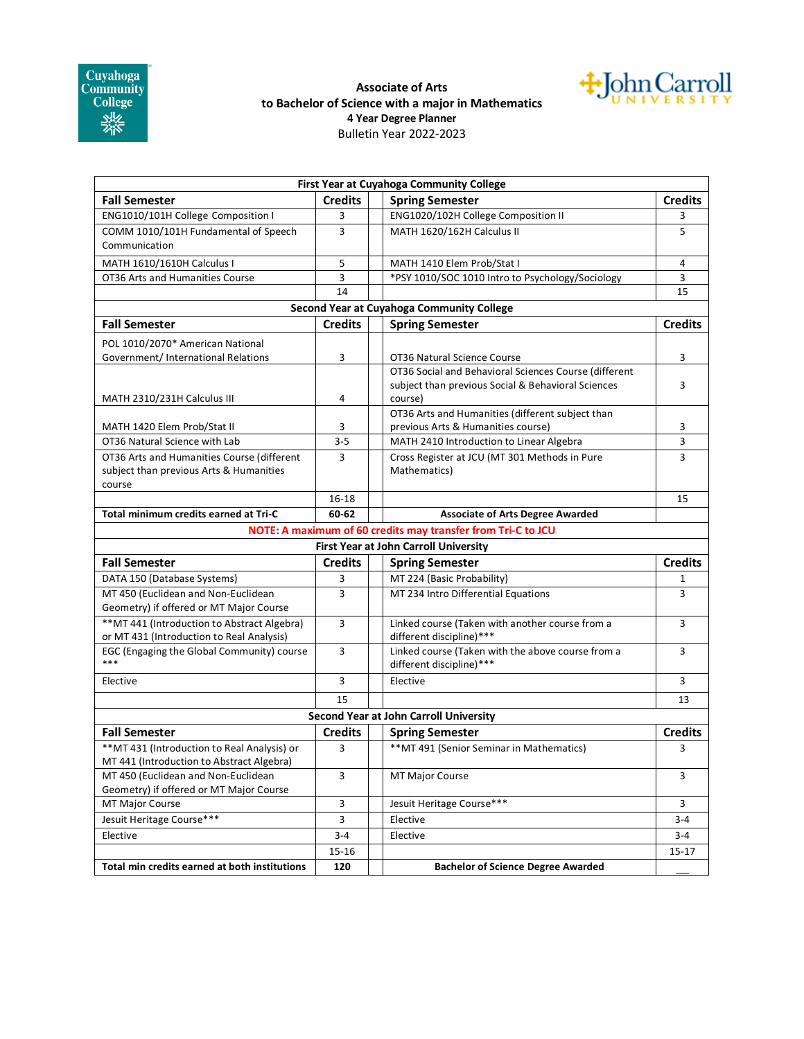**Associate of Arts**
**to Bachelor of Science with a major in Mathematics**
**4 Year Degree Planner**
Bulletin Year 2022-2023

| **First Year at Cuyahoga Community College** | | | | |
|---|---|---|---|---|
| **Fall Semester** | **Credits** | | **Spring Semester** | **Credits** |
| ENG1010/101H College Composition I | 3 | | ENG1020/102H College Composition II | 3 |
| COMM 1010/101H Fundamental of Speech Communication | 3 | | MATH 1620/162H Calculus II | 5 |
| MATH 1610/1610H Calculus I | 5 | | MATH 1410 Elem Prob/Stat I | 4 |
| OT36 Arts and Humanities Course | 3 | | *PSY 1010/SOC 1010 Intro to Psychology/Sociology | 3 |
| | 14 | | | 15 |
| **Second Year at Cuyahoga Community College** | | | | |
| **Fall Semester** | **Credits** | | **Spring Semester** | **Credits** |
| POL 1010/2070* American National Government/ International Relations | 3 | | OT36 Natural Science Course | 3 |
| MATH 2310/231H Calculus III | 4 | | OT36 Social and Behavioral Sciences Course (different subject than previous Social & Behavioral Sciences course) | 3 |
| MATH 1420 Elem Prob/Stat II | 3 | | OT36 Arts and Humanities (different subject than previous Arts & Humanities course) | 3 |
| OT36 Natural Science with Lab | 3-5 | | MATH 2410 Introduction to Linear Algebra | 3 |
| OT36 Arts and Humanities Course (different subject than previous Arts & Humanities course | 3 | | Cross Register at JCU (MT 301 Methods in Pure Mathematics) | 3 |
| | 16-18 | | | 15 |
| **Total minimum credits earned at Tri-C** | **60-62** | | **Associate of Arts Degree Awarded** | |
| **NOTE: A maximum of 60 credits may transfer from Tri-C to JCU** | | | | |
| **First Year at John Carroll University** | | | | |
| **Fall Semester** | **Credits** | | **Spring Semester** | **Credits** |
| DATA 150 (Database Systems) | 3 | | MT 224 (Basic Probability) | 1 |
| MT 450 (Euclidean and Non-Euclidean Geometry) if offered or MT Major Course | 3 | | MT 234 Intro Differential Equations | 3 |
| **MT 441 (Introduction to Abstract Algebra) or MT 431 (Introduction to Real Analysis) | 3 | | Linked course (Taken with another course from a different discipline)*** | 3 |
| EGC (Engaging the Global Community) course *** | 3 | | Linked course (Taken with the above course from a different discipline)*** | 3 |
| Elective | 3 | | Elective | 3 |
| | 15 | | | 13 |
| **Second Year at John Carroll University** | | | | |
| **Fall Semester** | **Credits** | | **Spring Semester** | **Credits** |
| **MT 431 (Introduction to Real Analysis) or MT 441 (Introduction to Abstract Algebra) | 3 | | **MT 491 (Senior Seminar in Mathematics) | 3 |
| MT 450 (Euclidean and Non-Euclidean Geometry) if offered or MT Major Course | 3 | | MT Major Course | 3 |
| MT Major Course | 3 | | Jesuit Heritage Course*** | 3 |
| Jesuit Heritage Course*** | 3 | | Elective | 3-4 |
| Elective | 3-4 | | Elective | 3-4 |
| | 15-16 | | | 15-17 |
| **Total min credits earned at both institutions** | **120** | | **Bachelor of Science Degree Awarded** | ___ |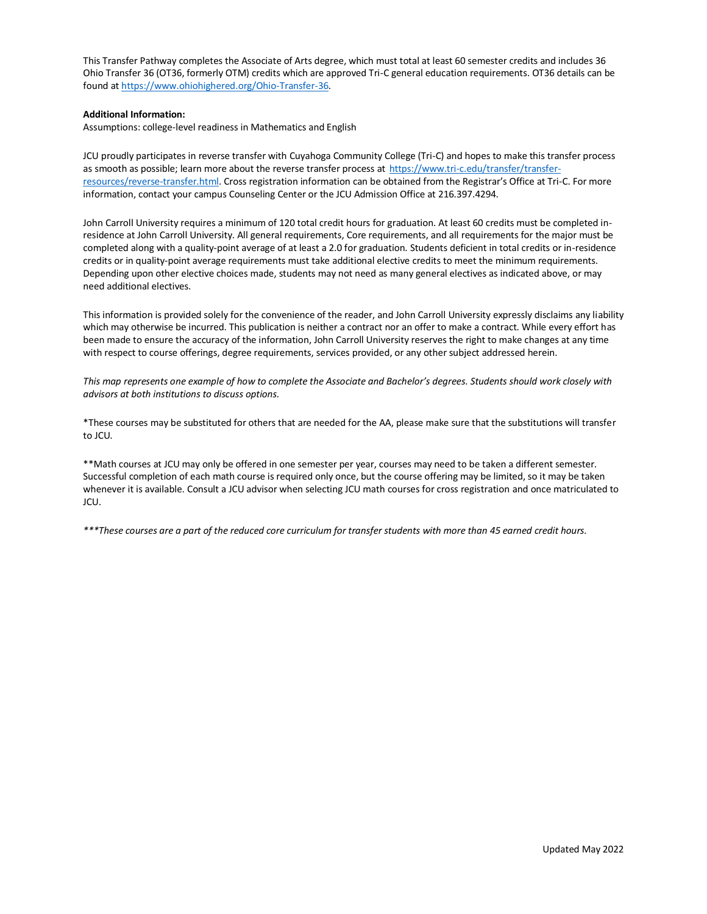This Transfer Pathway completes the Associate of Arts degree, which must total at least 60 semester credits and includes 36 Ohio Transfer 36 (OT36, formerly OTM) credits which are approved Tri-C general education requirements. OT36 details can be found at https://www.ohiohighered.org/Ohio-Transfer-36.

**Additional Information:**
Assumptions: college-level readiness in Mathematics and English

JCU proudly participates in reverse transfer with Cuyahoga Community College (Tri-C) and hopes to make this transfer process as smooth as possible; learn more about the reverse transfer process at https://www.tri-c.edu/transfer/transfer-resources/reverse-transfer.html. Cross registration information can be obtained from the Registrar's Office at Tri-C. For more information, contact your campus Counseling Center or the JCU Admission Office at 216.397.4294.

John Carroll University requires a minimum of 120 total credit hours for graduation. At least 60 credits must be completed in-residence at John Carroll University. All general requirements, Core requirements, and all requirements for the major must be completed along with a quality-point average of at least a 2.0 for graduation. Students deficient in total credits or in-residence credits or in quality-point average requirements must take additional elective credits to meet the minimum requirements. Depending upon other elective choices made, students may not need as many general electives as indicated above, or may need additional electives.

This information is provided solely for the convenience of the reader, and John Carroll University expressly disclaims any liability which may otherwise be incurred. This publication is neither a contract nor an offer to make a contract. While every effort has been made to ensure the accuracy of the information, John Carroll University reserves the right to make changes at any time with respect to course offerings, degree requirements, services provided, or any other subject addressed herein.

*This map represents one example of how to complete the Associate and Bachelor's degrees. Students should work closely with advisors at both institutions to discuss options.*

*These courses may be substituted for others that are needed for the AA, please make sure that the substitutions will transfer to JCU.

**Math courses at JCU may only be offered in one semester per year, courses may need to be taken a different semester. Successful completion of each math course is required only once, but the course offering may be limited, so it may be taken whenever it is available. Consult a JCU advisor when selecting JCU math courses for cross registration and once matriculated to JCU.

****These courses are a part of the reduced core curriculum for transfer students with more than 45 earned credit hours.*

Updated May 2022